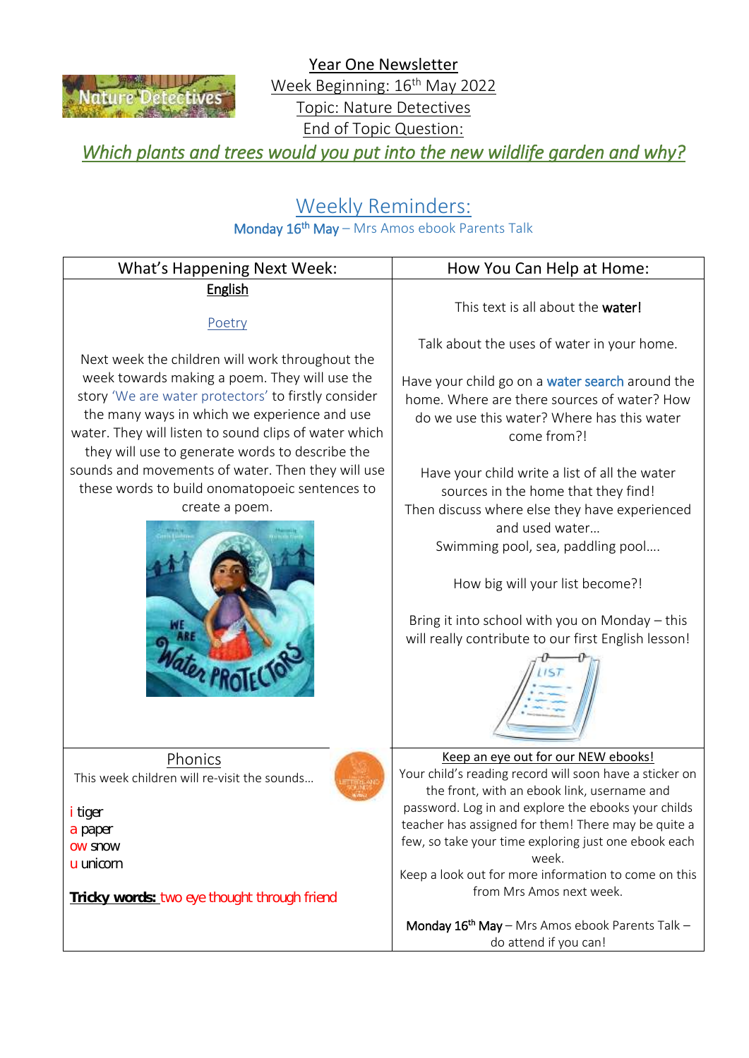# Year One Newsletter

Week Beginning: 16th May 2022

Topic: Nature Detectives

End of Topic Question:

*Which plants and trees would you put into the new wildlife garden and why?*

## Weekly Reminders:

**Monday 16th May** – Mrs Amos ebook Parents Talk

| What's Happening Next Week: | How You Can Help at Home: |
| --- | --- |
| **English**<br><br>Poetry<br><br>Next week the children will work throughout the week towards making a poem. They will use the story 'We are water protectors' to firstly consider the many ways in which we experience and use water. They will listen to sound clips of water which they will use to generate words to describe the sounds and movements of water. Then they will use these words to build onomatopoeic sentences to create a poem. | This text is all about the **water**!<br><br>Talk about the uses of water in your home.<br><br>Have your child go on a water search around the home. Where are there sources of water? How do we use this water? Where has this water come from?!<br><br>Have your child write a list of all the water sources in the home that they find! Then discuss where else they have experienced and used water… Swimming pool, sea, paddling pool….<br><br>How big will your list become?!<br><br>Bring it into school with you on Monday – this will really contribute to our first English lesson! |
| Phonics<br><br>This week children will re-visit the sounds…<br><br>i tiger<br>a paper<br>ow snow<br>u unicorn<br><br>**Tricky words:** two eye thought through friend | Keep an eye out for our NEW ebooks!<br><br>Your child's reading record will soon have a sticker on the front, with an ebook link, username and password. Log in and explore the ebooks your childs teacher has assigned for them! There may be quite a few, so take your time exploring just one ebook each week.<br><br>Keep a look out for more information to come on this from Mrs Amos next week.<br><br>**Monday 16th May** – Mrs Amos ebook Parents Talk – do attend if you can! |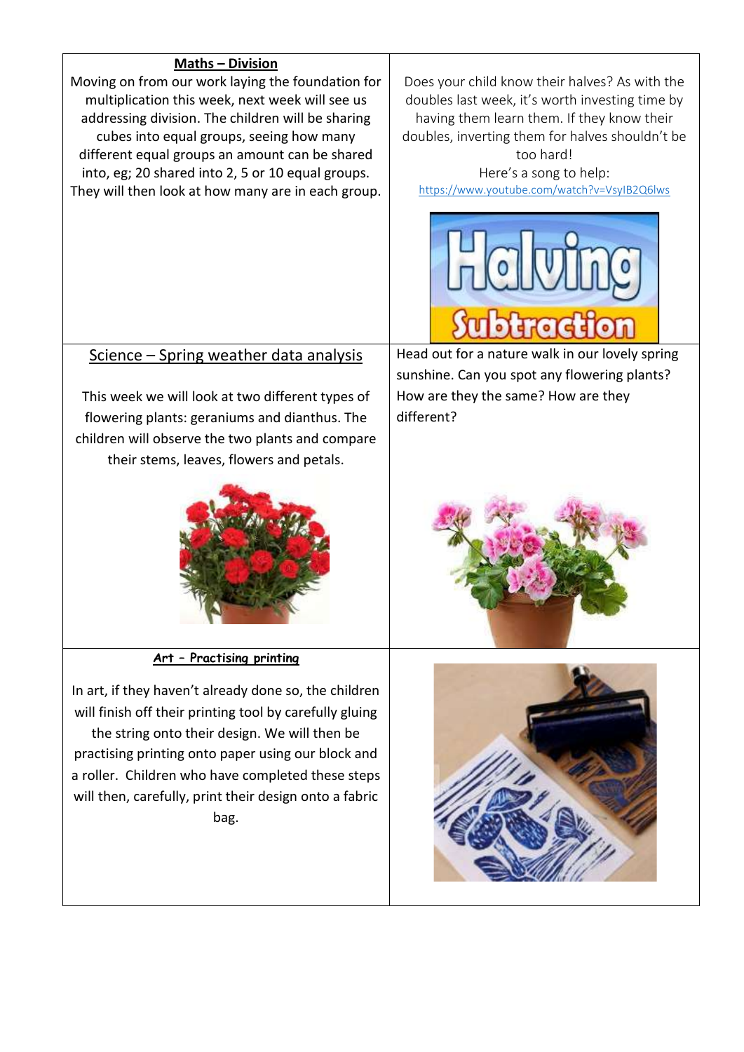**Maths – Division**

Moving on from our work laying the foundation for multiplication this week, next week will see us addressing division. The children will be sharing cubes into equal groups, seeing how many different equal groups an amount can be shared into, eg; 20 shared into 2, 5 or 10 equal groups. They will then look at how many are in each group.

Does your child know their halves? As with the doubles last week, it's worth investing time by having them learn them. If they know their doubles, inverting them for halves shouldn't be too hard!

Here's a song to help:

https://www.youtube.com/watch?v=VsyIB2Q6lws

Science – Spring weather data analysis

This week we will look at two different types of flowering plants: geraniums and dianthus. The children will observe the two plants and compare their stems, leaves, flowers and petals.

Head out for a nature walk in our lovely spring sunshine. Can you spot any flowering plants? How are they the same? How are they different?

**Art – Practising printing**

In art, if they haven't already done so, the children will finish off their printing tool by carefully gluing the string onto their design. We will then be practising printing onto paper using our block and a roller. Children who have completed these steps will then, carefully, print their design onto a fabric bag.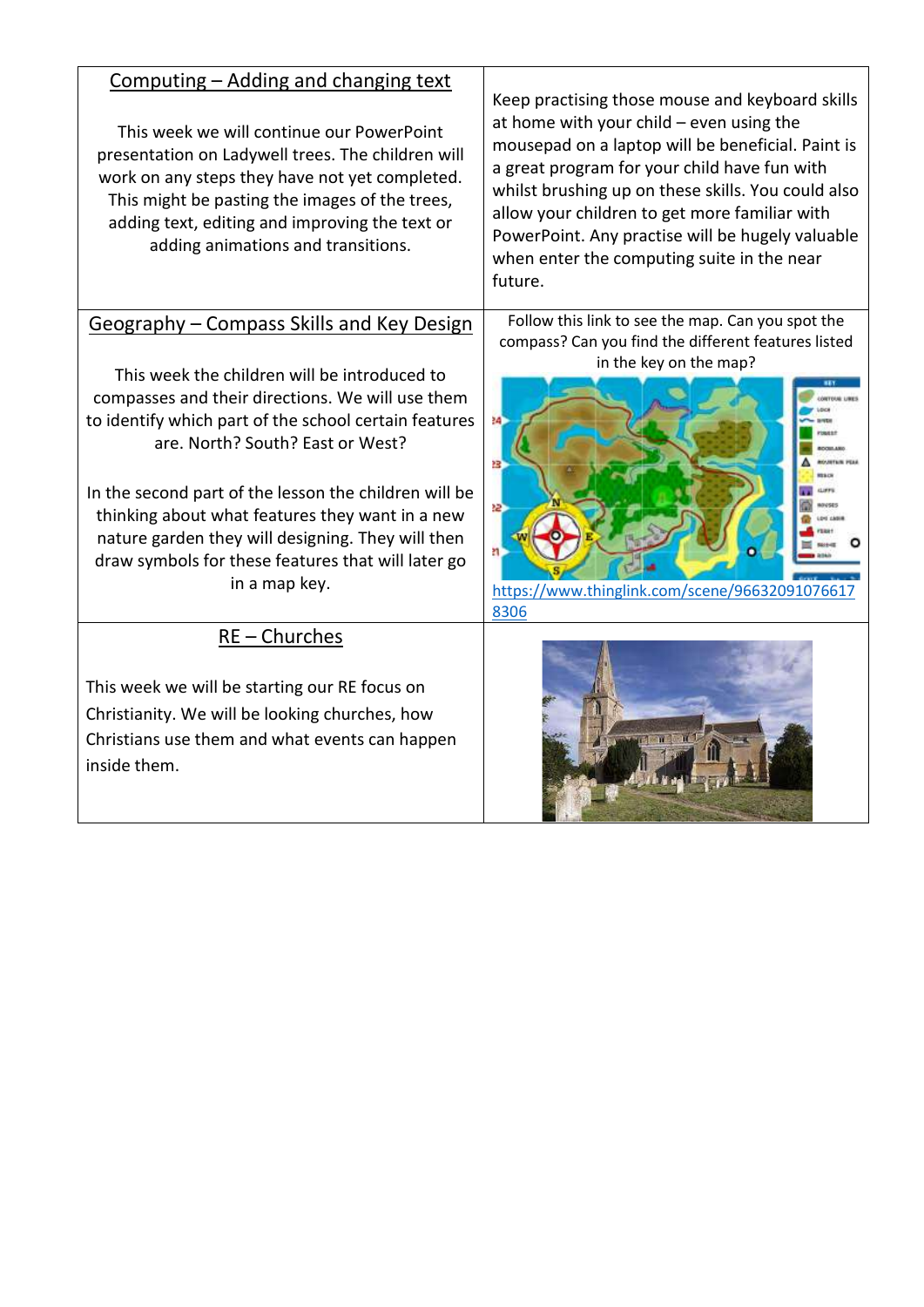| Computing – Adding and changing text | |
| --- | --- |
| This week we will continue our PowerPoint presentation on Ladywell trees. The children will work on any steps they have not yet completed. This might be pasting the images of the trees, adding text, editing and improving the text or adding animations and transitions. | Keep practising those mouse and keyboard skills at home with your child – even using the mousepad on a laptop will be beneficial. Paint is a great program for your child have fun with whilst brushing up on these skills. You could also allow your children to get more familiar with PowerPoint. Any practise will be hugely valuable when enter the computing suite in the near future. |
| **Geography – Compass Skills and Key Design**<br><br>This week the children will be introduced to compasses and their directions. We will use them to identify which part of the school certain features are. North? South? East or West?<br><br>In the second part of the lesson the children will be thinking about what features they want in a new nature garden they will designing. They will then draw symbols for these features that will later go in a map key. | Follow this link to see the map. Can you spot the compass? Can you find the different features listed in the key on the map?<br><br>https://www.thinglink.com/scene/966320910766178306 |
| **RE – Churches**<br><br>This week we will be starting our RE focus on Christianity. We will be looking churches, how Christians use them and what events can happen inside them. | |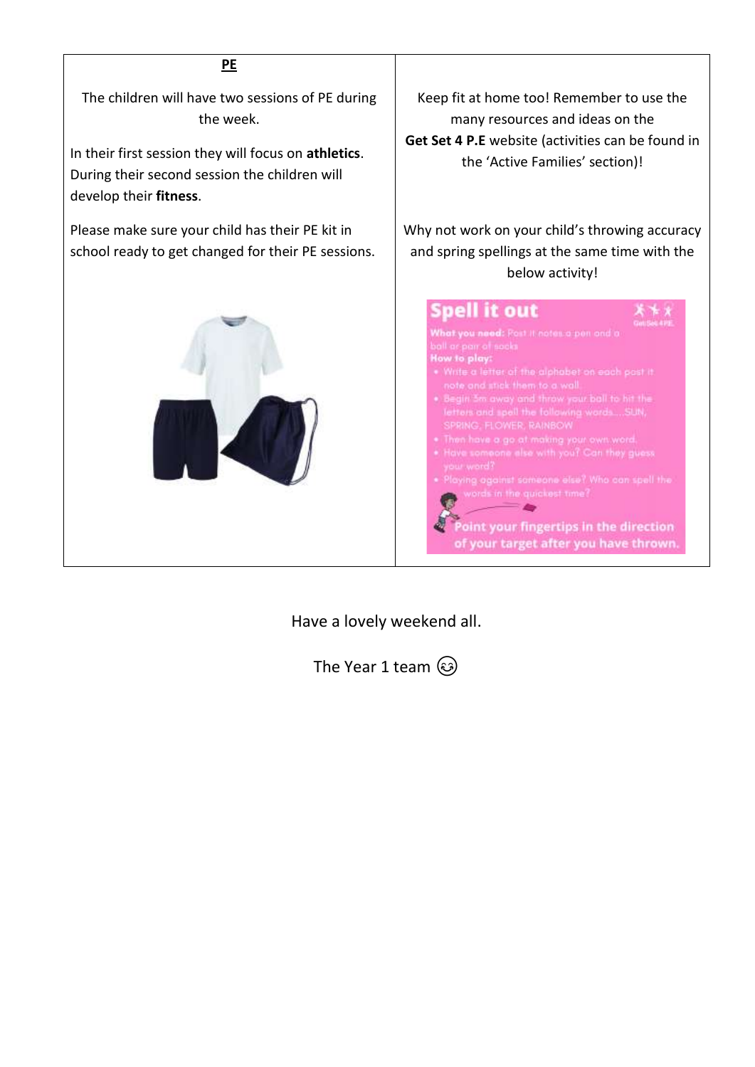| PE | |
| --- | --- |
| The children will have two sessions of PE during the week.<br><br>In their first session they will focus on **athletics**. During their second session the children will develop their **fitness**.<br><br>Please make sure your child has their PE kit in school ready to get changed for their PE sessions. | Keep fit at home too! Remember to use the many resources and ideas on the **Get Set 4 P.E** website (activities can be found in the 'Active Families' section)!<br><br>Why not work on your child's throwing accuracy and spring spellings at the same time with the below activity!<br><br>**Spell it out**<br><br>**What you need:** Post it notes a pen and a ball or pair of socks<br>**How to play:**<br>• Write a letter of the alphabet on each post it note and stick them to a wall.<br>• Begin 3m away and throw your ball to hit the letters and spell the following words....SUN, SPRING, FLOWER, RAINBOW<br>• Then have a go at making your own word.<br>• Have someone else with you? Can they guess your word?<br>• Playing against someone else? Who can spell the words in the quickest time?<br><br>**Point your fingertips in the direction of your target after you have thrown.** |

Have a lovely weekend all.

The Year 1 team 😊